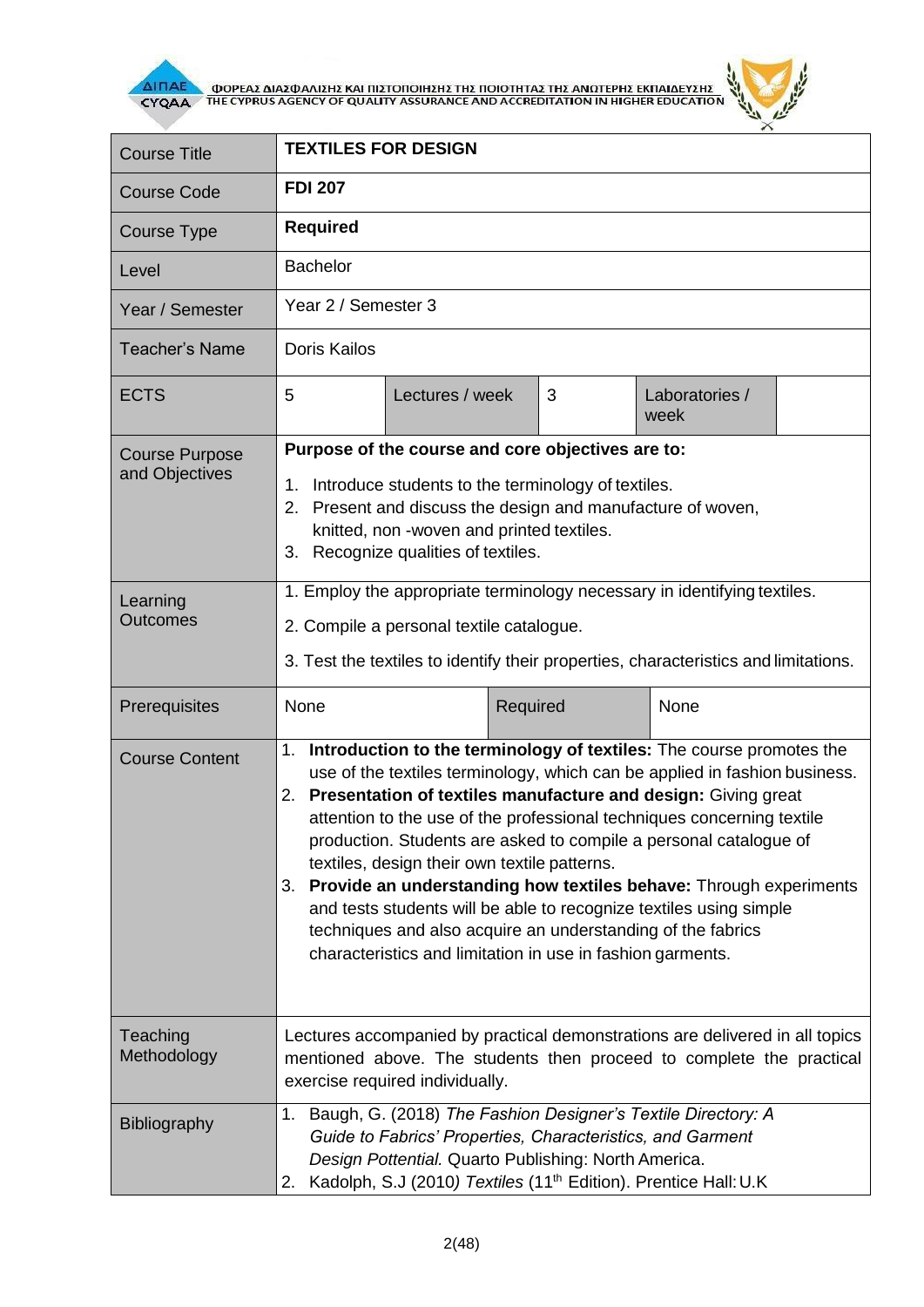| Course Title | **TEXTILES FOR DESIGN** | | | | |
|---|---|---|---|---|---|
| Course Code | **FDI 207** | | | | |
| Course Type | **Required** | | | | |
| Level | Bachelor | | | | |
| Year / Semester | Year 2 / Semester 3 | | | | |
| Teacher's Name | Doris Kailos | | | | |
| ECTS | 5 | Lectures / week | 3 | Laboratories / week | |
| Course Purpose and Objectives | **Purpose of the course and core objectives are to:**<br>1. Introduce students to the terminology of textiles.<br>2. Present and discuss the design and manufacture of woven, knitted, non -woven and printed textiles.<br>3. Recognize qualities of textiles. | | | | |
| Learning Outcomes | 1. Employ the appropriate terminology necessary in identifying textiles.<br>2. Compile a personal textile catalogue.<br>3. Test the textiles to identify their properties, characteristics and limitations. | | | | |
| Prerequisites | None | | Required | None | |
| Course Content | 1. **Introduction to the terminology of textiles:** The course promotes the use of the textiles terminology, which can be applied in fashion business.<br>2. **Presentation of textiles manufacture and design:** Giving great attention to the use of the professional techniques concerning textile production. Students are asked to compile a personal catalogue of textiles, design their own textile patterns.<br>3. **Provide an understanding how textiles behave:** Through experiments and tests students will be able to recognize textiles using simple techniques and also acquire an understanding of the fabrics characteristics and limitation in use in fashion garments. | | | | |
| Teaching Methodology | Lectures accompanied by practical demonstrations are delivered in all topics mentioned above. The students then proceed to complete the practical exercise required individually. | | | | |
| Bibliography | 1. Baugh, G. (2018) *The Fashion Designer's Textile Directory: A Guide to Fabrics' Properties, Characteristics, and Garment Design Pottential.* Quarto Publishing: North America.<br>2. Kadolph, S.J (2010*) Textiles* (11th Edition). Prentice Hall: U.K | | | | |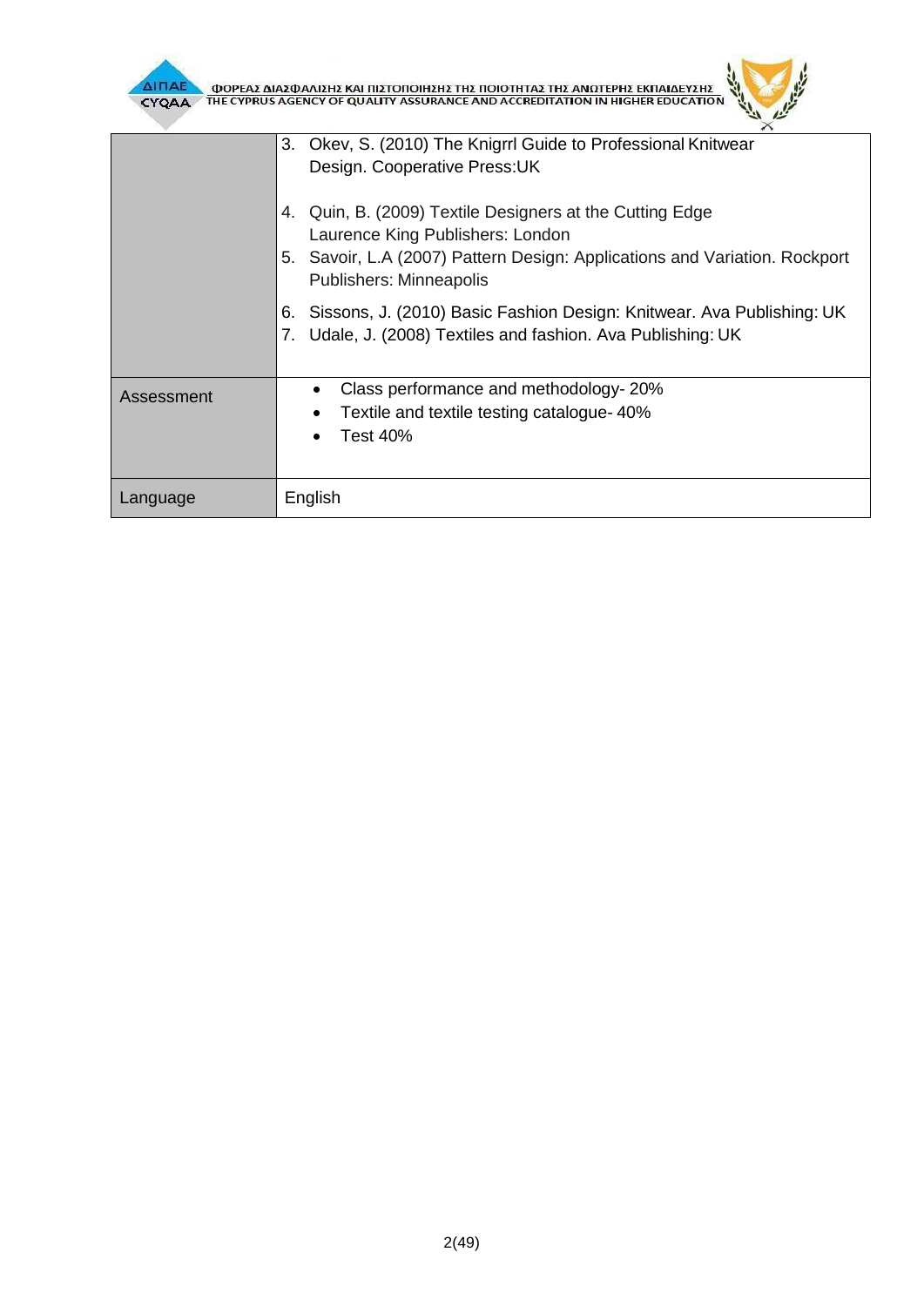| | |
|---|---|
| | 3. Okev, S. (2010) The Knigrrl Guide to Professional Knitwear Design. Cooperative Press:UK<br><br>4. Quin, B. (2009) Textile Designers at the Cutting Edge Laurence King Publishers: London<br>5. Savoir, L.A (2007) Pattern Design: Applications and Variation. Rockport Publishers: Minneapolis<br><br>6. Sissons, J. (2010) Basic Fashion Design: Knitwear. Ava Publishing: UK<br>7. Udale, J. (2008) Textiles and fashion. Ava Publishing: UK |
| Assessment | • Class performance and methodology- 20%<br>• Textile and textile testing catalogue- 40%<br>• Test 40% |
| Language | English |